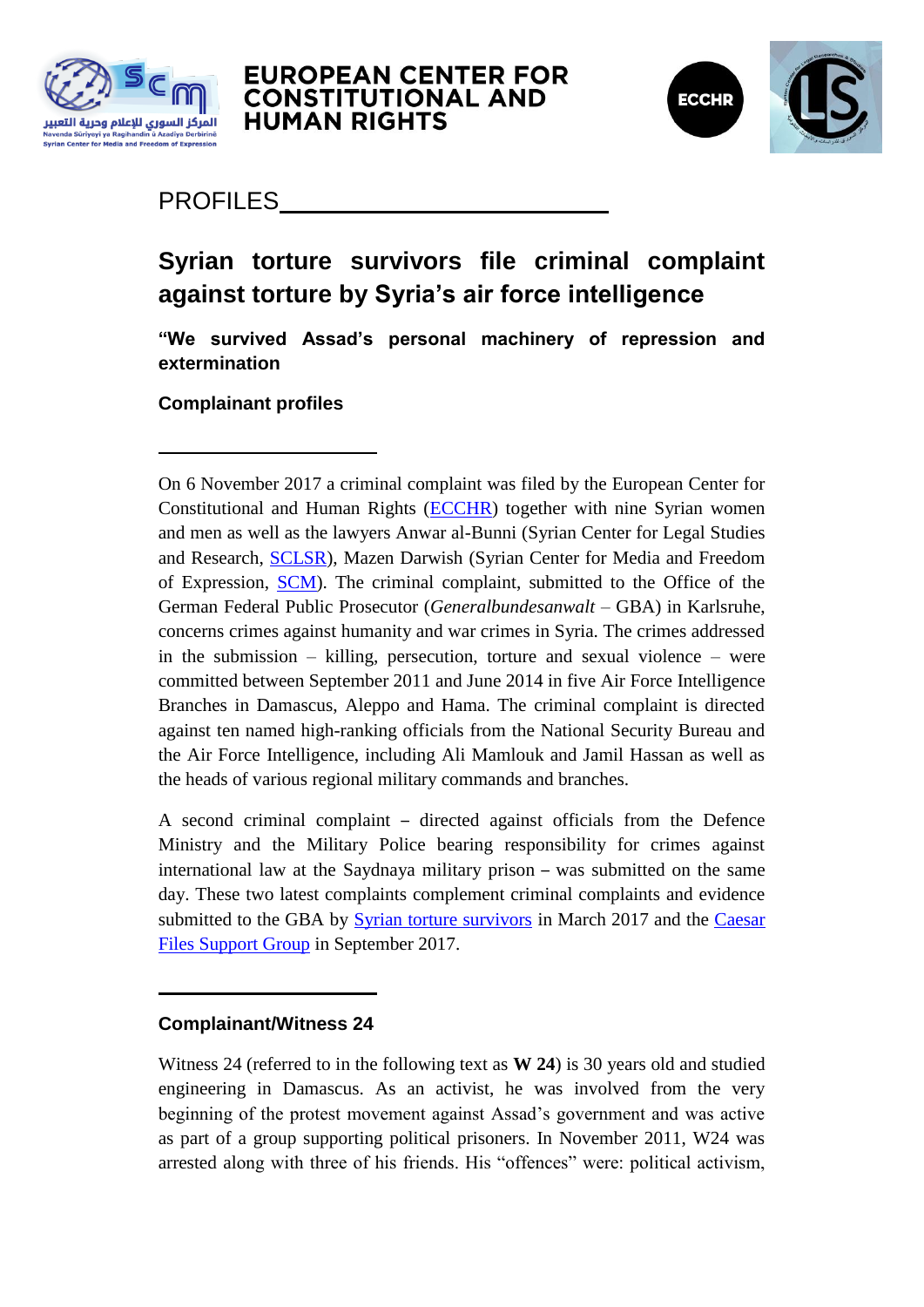EUROPEAN CENTER FOR CONSTITUTIONAL AND HUMAN RIGHTS

PROFILES

# Syrian torture survivors file criminal complaint against torture by Syria's air force intelligence

**"We survived Assad's personal machinery of repression and extermination**

**Complainant profiles**

---

On 6 November 2017 a criminal complaint was filed by the European Center for Constitutional and Human Rights (ECCHR) together with nine Syrian women and men as well as the lawyers Anwar al-Bunni (Syrian Center for Legal Studies and Research, SCLSR), Mazen Darwish (Syrian Center for Media and Freedom of Expression, SCM). The criminal complaint, submitted to the Office of the German Federal Public Prosecutor (*Generalbundesanwalt* – GBA) in Karlsruhe, concerns crimes against humanity and war crimes in Syria. The crimes addressed in the submission – killing, persecution, torture and sexual violence – were committed between September 2011 and June 2014 in five Air Force Intelligence Branches in Damascus, Aleppo and Hama. The criminal complaint is directed against ten named high-ranking officials from the National Security Bureau and the Air Force Intelligence, including Ali Mamlouk and Jamil Hassan as well as the heads of various regional military commands and branches.

A second criminal complaint – directed against officials from the Defence Ministry and the Military Police bearing responsibility for crimes against international law at the Saydnaya military prison – was submitted on the same day. These two latest complaints complement criminal complaints and evidence submitted to the GBA by Syrian torture survivors in March 2017 and the Caesar Files Support Group in September 2017.

---

**Complainant/Witness 24**

Witness 24 (referred to in the following text as **W 24**) is 30 years old and studied engineering in Damascus. As an activist, he was involved from the very beginning of the protest movement against Assad's government and was active as part of a group supporting political prisoners. In November 2011, W24 was arrested along with three of his friends. His "offences" were: political activism,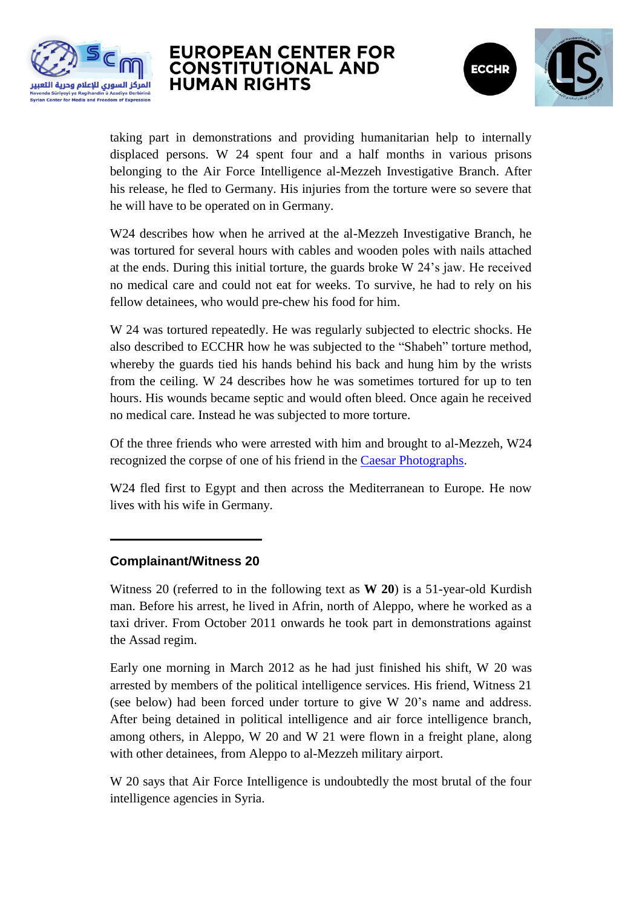taking part in demonstrations and providing humanitarian help to internally displaced persons. W 24 spent four and a half months in various prisons belonging to the Air Force Intelligence al-Mezzeh Investigative Branch. After his release, he fled to Germany. His injuries from the torture were so severe that he will have to be operated on in Germany.

W24 describes how when he arrived at the al-Mezzeh Investigative Branch, he was tortured for several hours with cables and wooden poles with nails attached at the ends. During this initial torture, the guards broke W 24's jaw. He received no medical care and could not eat for weeks. To survive, he had to rely on his fellow detainees, who would pre-chew his food for him.

W 24 was tortured repeatedly. He was regularly subjected to electric shocks. He also described to ECCHR how he was subjected to the "Shabeh" torture method, whereby the guards tied his hands behind his back and hung him by the wrists from the ceiling. W 24 describes how he was sometimes tortured for up to ten hours. His wounds became septic and would often bleed. Once again he received no medical care. Instead he was subjected to more torture.

Of the three friends who were arrested with him and brought to al-Mezzeh, W24 recognized the corpse of one of his friend in the Caesar Photographs.

W24 fled first to Egypt and then across the Mediterranean to Europe. He now lives with his wife in Germany.

---

### Complainant/Witness 20

Witness 20 (referred to in the following text as **W 20**) is a 51-year-old Kurdish man. Before his arrest, he lived in Afrin, north of Aleppo, where he worked as a taxi driver. From October 2011 onwards he took part in demonstrations against the Assad regim.

Early one morning in March 2012 as he had just finished his shift, W 20 was arrested by members of the political intelligence services. His friend, Witness 21 (see below) had been forced under torture to give W 20's name and address. After being detained in political intelligence and air force intelligence branch, among others, in Aleppo, W 20 and W 21 were flown in a freight plane, along with other detainees, from Aleppo to al-Mezzeh military airport.

W 20 says that Air Force Intelligence is undoubtedly the most brutal of the four intelligence agencies in Syria.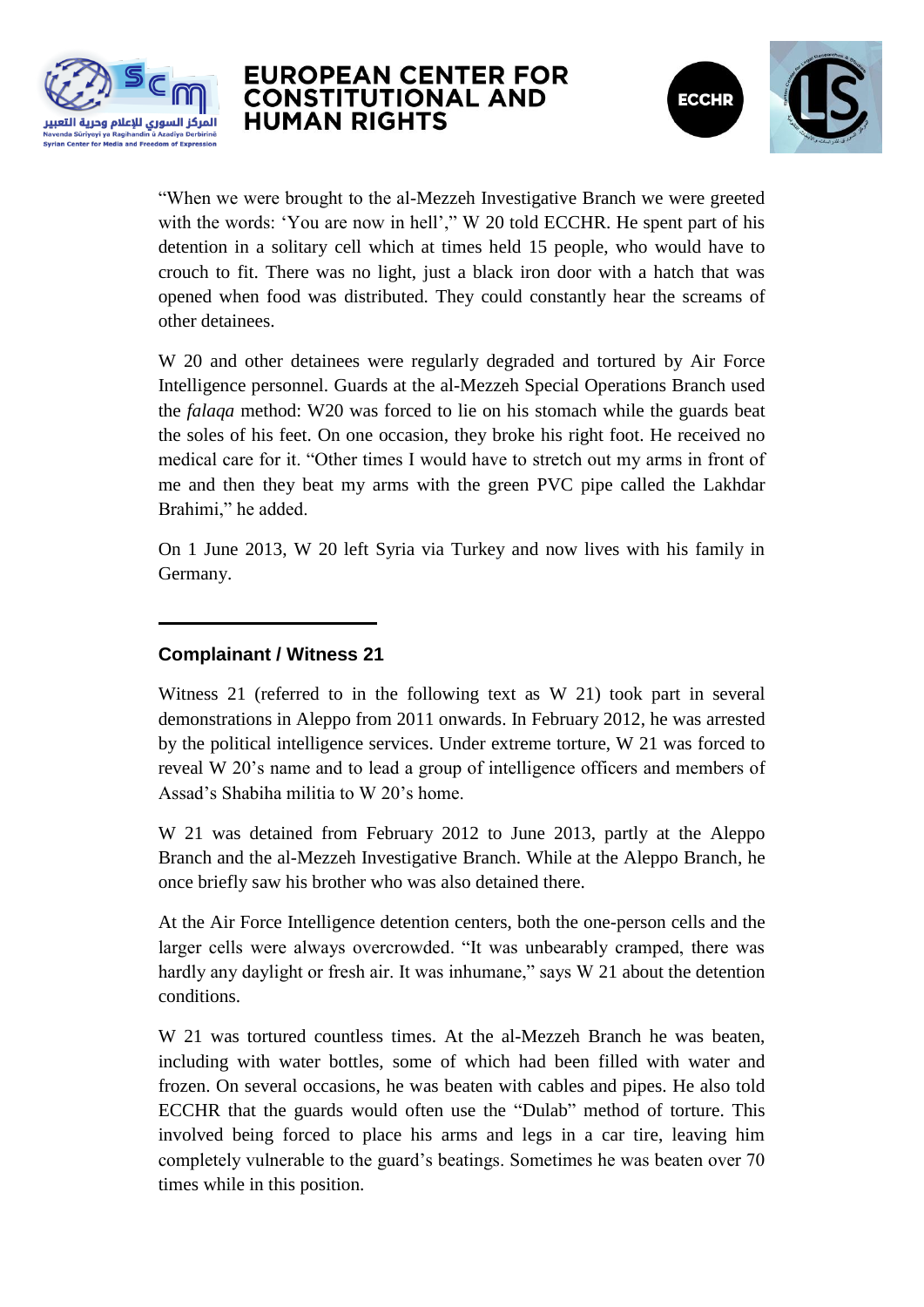"When we were brought to the al-Mezzeh Investigative Branch we were greeted with the words: 'You are now in hell'," W 20 told ECCHR. He spent part of his detention in a solitary cell which at times held 15 people, who would have to crouch to fit. There was no light, just a black iron door with a hatch that was opened when food was distributed. They could constantly hear the screams of other detainees.

W 20 and other detainees were regularly degraded and tortured by Air Force Intelligence personnel. Guards at the al-Mezzeh Special Operations Branch used the *falaqa* method: W20 was forced to lie on his stomach while the guards beat the soles of his feet. On one occasion, they broke his right foot. He received no medical care for it. "Other times I would have to stretch out my arms in front of me and then they beat my arms with the green PVC pipe called the Lakhdar Brahimi," he added.

On 1 June 2013, W 20 left Syria via Turkey and now lives with his family in Germany.

---

### Complainant / Witness 21

Witness 21 (referred to in the following text as W 21) took part in several demonstrations in Aleppo from 2011 onwards. In February 2012, he was arrested by the political intelligence services. Under extreme torture, W 21 was forced to reveal W 20's name and to lead a group of intelligence officers and members of Assad's Shabiha militia to W 20's home.

W 21 was detained from February 2012 to June 2013, partly at the Aleppo Branch and the al-Mezzeh Investigative Branch. While at the Aleppo Branch, he once briefly saw his brother who was also detained there.

At the Air Force Intelligence detention centers, both the one-person cells and the larger cells were always overcrowded. "It was unbearably cramped, there was hardly any daylight or fresh air. It was inhumane," says W 21 about the detention conditions.

W 21 was tortured countless times. At the al-Mezzeh Branch he was beaten, including with water bottles, some of which had been filled with water and frozen. On several occasions, he was beaten with cables and pipes. He also told ECCHR that the guards would often use the "Dulab" method of torture. This involved being forced to place his arms and legs in a car tire, leaving him completely vulnerable to the guard's beatings. Sometimes he was beaten over 70 times while in this position.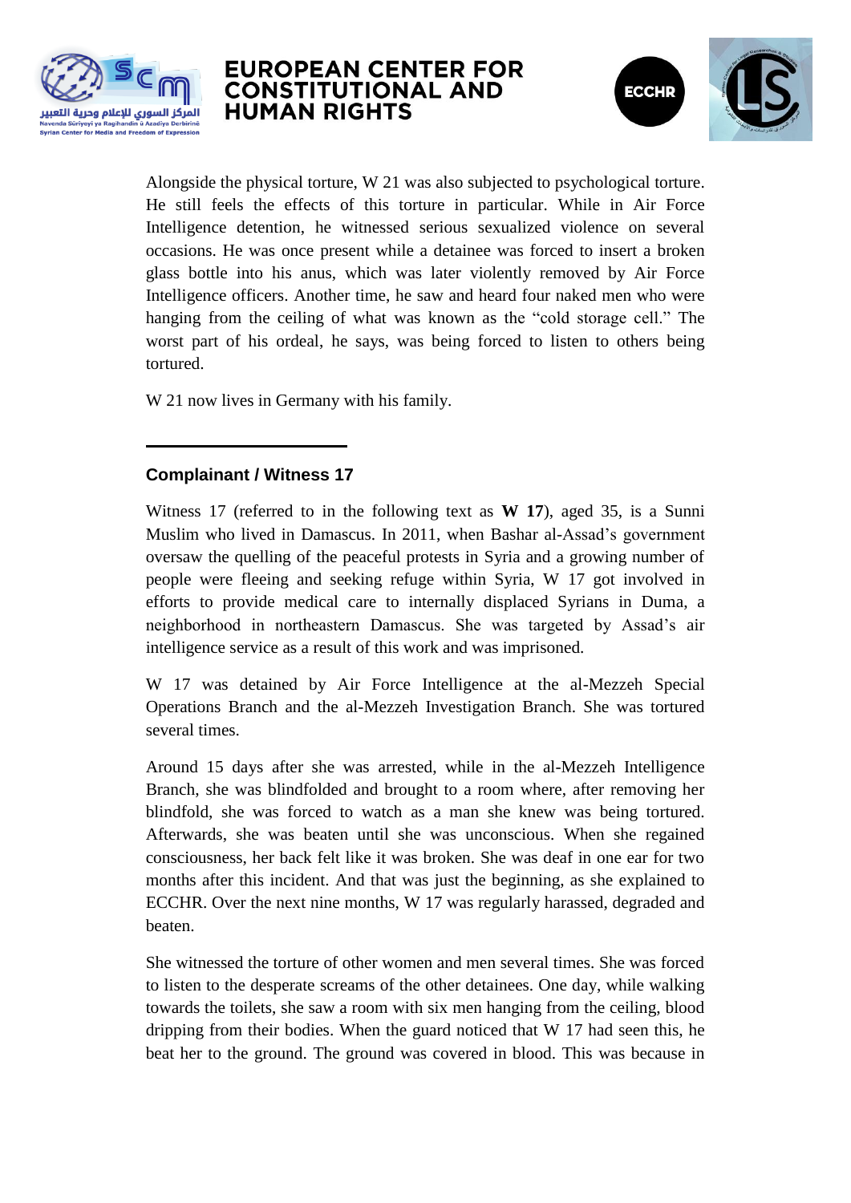Alongside the physical torture, W 21 was also subjected to psychological torture. He still feels the effects of this torture in particular. While in Air Force Intelligence detention, he witnessed serious sexualized violence on several occasions. He was once present while a detainee was forced to insert a broken glass bottle into his anus, which was later violently removed by Air Force Intelligence officers. Another time, he saw and heard four naked men who were hanging from the ceiling of what was known as the "cold storage cell." The worst part of his ordeal, he says, was being forced to listen to others being tortured.

W 21 now lives in Germany with his family.

---

### Complainant / Witness 17

Witness 17 (referred to in the following text as **W 17**), aged 35, is a Sunni Muslim who lived in Damascus. In 2011, when Bashar al-Assad's government oversaw the quelling of the peaceful protests in Syria and a growing number of people were fleeing and seeking refuge within Syria, W 17 got involved in efforts to provide medical care to internally displaced Syrians in Duma, a neighborhood in northeastern Damascus. She was targeted by Assad's air intelligence service as a result of this work and was imprisoned.

W 17 was detained by Air Force Intelligence at the al-Mezzeh Special Operations Branch and the al-Mezzeh Investigation Branch. She was tortured several times.

Around 15 days after she was arrested, while in the al-Mezzeh Intelligence Branch, she was blindfolded and brought to a room where, after removing her blindfold, she was forced to watch as a man she knew was being tortured. Afterwards, she was beaten until she was unconscious. When she regained consciousness, her back felt like it was broken. She was deaf in one ear for two months after this incident. And that was just the beginning, as she explained to ECCHR. Over the next nine months, W 17 was regularly harassed, degraded and beaten.

She witnessed the torture of other women and men several times. She was forced to listen to the desperate screams of the other detainees. One day, while walking towards the toilets, she saw a room with six men hanging from the ceiling, blood dripping from their bodies. When the guard noticed that W 17 had seen this, he beat her to the ground. The ground was covered in blood. This was because in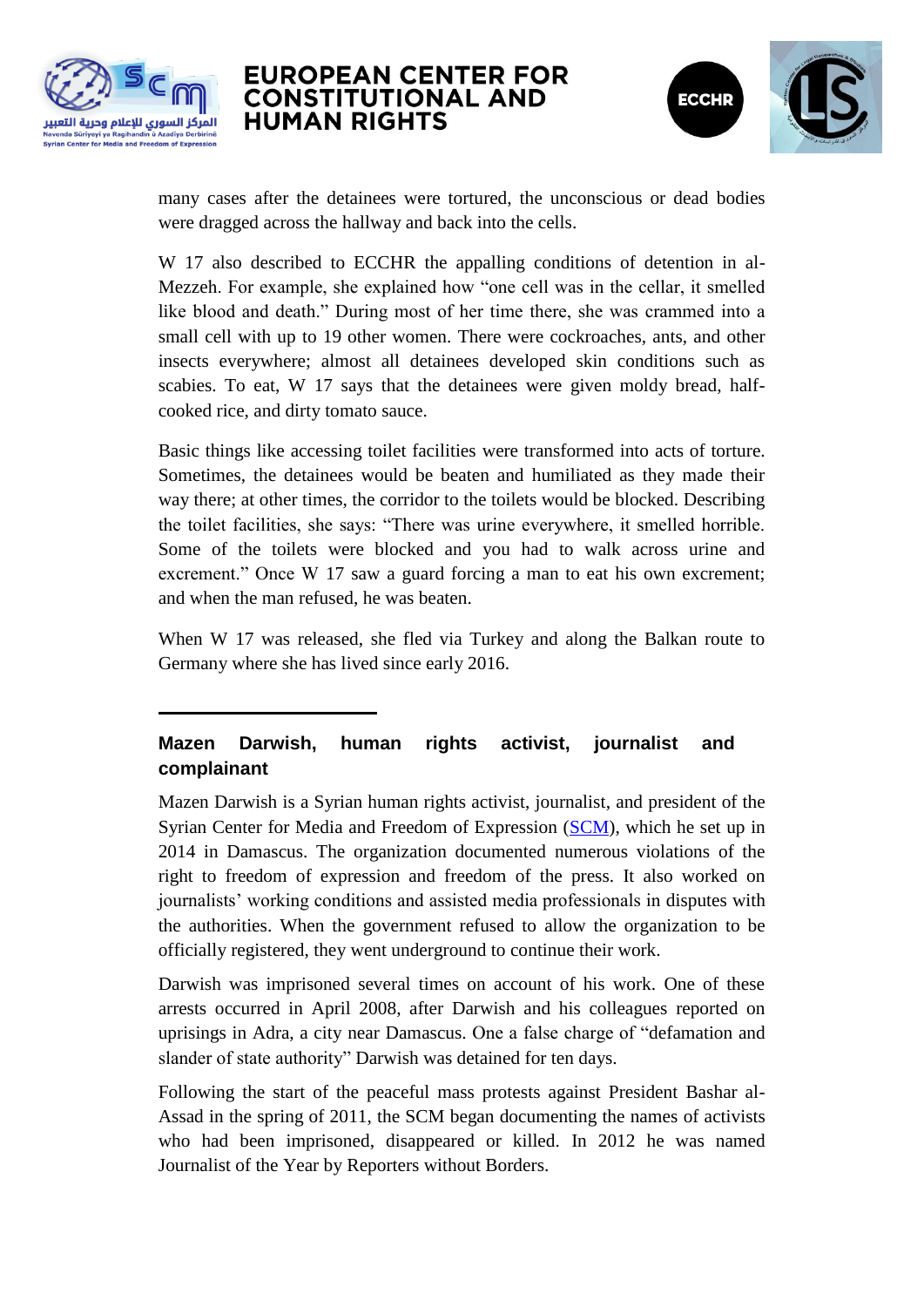many cases after the detainees were tortured, the unconscious or dead bodies were dragged across the hallway and back into the cells.

W 17 also described to ECCHR the appalling conditions of detention in al-Mezzeh. For example, she explained how "one cell was in the cellar, it smelled like blood and death." During most of her time there, she was crammed into a small cell with up to 19 other women. There were cockroaches, ants, and other insects everywhere; almost all detainees developed skin conditions such as scabies. To eat, W 17 says that the detainees were given moldy bread, half-cooked rice, and dirty tomato sauce.

Basic things like accessing toilet facilities were transformed into acts of torture. Sometimes, the detainees would be beaten and humiliated as they made their way there; at other times, the corridor to the toilets would be blocked. Describing the toilet facilities, she says: "There was urine everywhere, it smelled horrible. Some of the toilets were blocked and you had to walk across urine and excrement." Once W 17 saw a guard forcing a man to eat his own excrement; and when the man refused, he was beaten.

When W 17 was released, she fled via Turkey and along the Balkan route to Germany where she has lived since early 2016.

---

### Mazen Darwish, human rights activist, journalist and complainant

Mazen Darwish is a Syrian human rights activist, journalist, and president of the Syrian Center for Media and Freedom of Expression (SCM), which he set up in 2014 in Damascus. The organization documented numerous violations of the right to freedom of expression and freedom of the press. It also worked on journalists' working conditions and assisted media professionals in disputes with the authorities. When the government refused to allow the organization to be officially registered, they went underground to continue their work.

Darwish was imprisoned several times on account of his work. One of these arrests occurred in April 2008, after Darwish and his colleagues reported on uprisings in Adra, a city near Damascus. One a false charge of "defamation and slander of state authority" Darwish was detained for ten days.

Following the start of the peaceful mass protests against President Bashar al-Assad in the spring of 2011, the SCM began documenting the names of activists who had been imprisoned, disappeared or killed. In 2012 he was named Journalist of the Year by Reporters without Borders.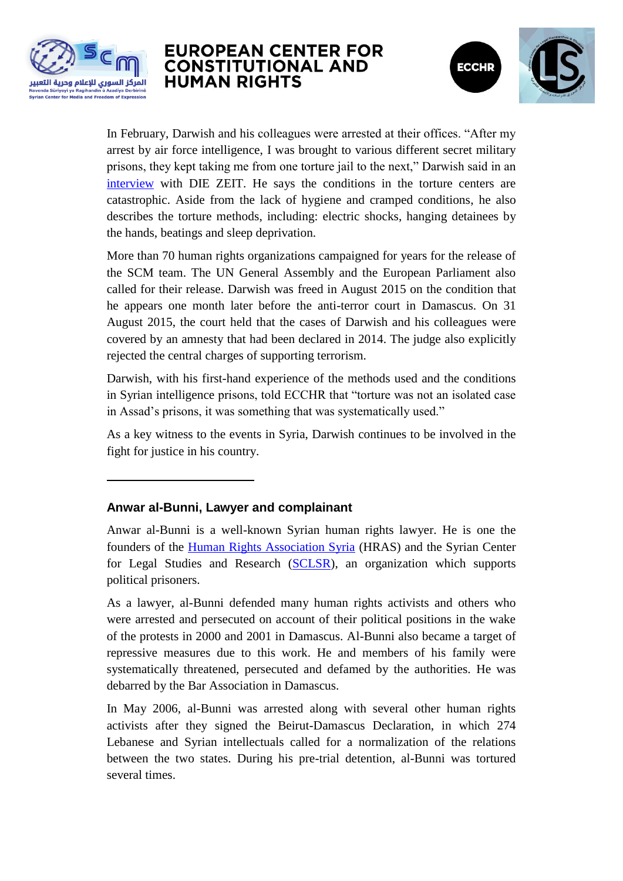In February, Darwish and his colleagues were arrested at their offices. "After my arrest by air force intelligence, I was brought to various different secret military prisons, they kept taking me from one torture jail to the next," Darwish said in an interview with DIE ZEIT. He says the conditions in the torture centers are catastrophic. Aside from the lack of hygiene and cramped conditions, he also describes the torture methods, including: electric shocks, hanging detainees by the hands, beatings and sleep deprivation.

More than 70 human rights organizations campaigned for years for the release of the SCM team. The UN General Assembly and the European Parliament also called for their release. Darwish was freed in August 2015 on the condition that he appears one month later before the anti-terror court in Damascus. On 31 August 2015, the court held that the cases of Darwish and his colleagues were covered by an amnesty that had been declared in 2014. The judge also explicitly rejected the central charges of supporting terrorism.

Darwish, with his first-hand experience of the methods used and the conditions in Syrian intelligence prisons, told ECCHR that "torture was not an isolated case in Assad's prisons, it was something that was systematically used."

As a key witness to the events in Syria, Darwish continues to be involved in the fight for justice in his country.

---

### Anwar al-Bunni, Lawyer and complainant

Anwar al-Bunni is a well-known Syrian human rights lawyer. He is one the founders of the Human Rights Association Syria (HRAS) and the Syrian Center for Legal Studies and Research (SCLSR), an organization which supports political prisoners.

As a lawyer, al-Bunni defended many human rights activists and others who were arrested and persecuted on account of their political positions in the wake of the protests in 2000 and 2001 in Damascus. Al-Bunni also became a target of repressive measures due to this work. He and members of his family were systematically threatened, persecuted and defamed by the authorities. He was debarred by the Bar Association in Damascus.

In May 2006, al-Bunni was arrested along with several other human rights activists after they signed the Beirut-Damascus Declaration, in which 274 Lebanese and Syrian intellectuals called for a normalization of the relations between the two states. During his pre-trial detention, al-Bunni was tortured several times.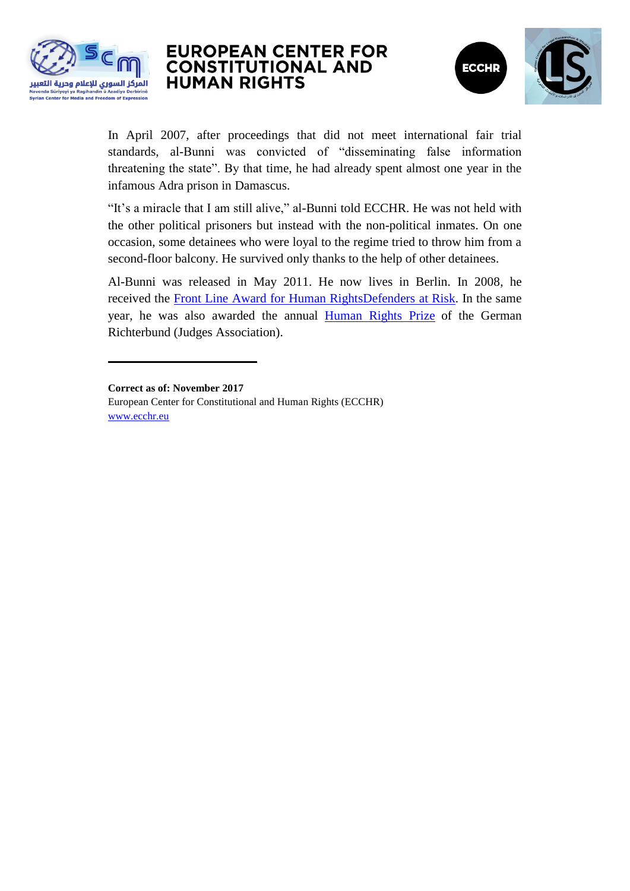In April 2007, after proceedings that did not meet international fair trial standards, al-Bunni was convicted of "disseminating false information threatening the state". By that time, he had already spent almost one year in the infamous Adra prison in Damascus.

"It's a miracle that I am still alive," al-Bunni told ECCHR. He was not held with the other political prisoners but instead with the non-political inmates. On one occasion, some detainees who were loyal to the regime tried to throw him from a second-floor balcony. He survived only thanks to the help of other detainees.

Al-Bunni was released in May 2011. He now lives in Berlin. In 2008, he received the Front Line Award for Human RightsDefenders at Risk. In the same year, he was also awarded the annual Human Rights Prize of the German Richterbund (Judges Association).

---

**Correct as of: November 2017**
European Center for Constitutional and Human Rights (ECCHR)
www.ecchr.eu